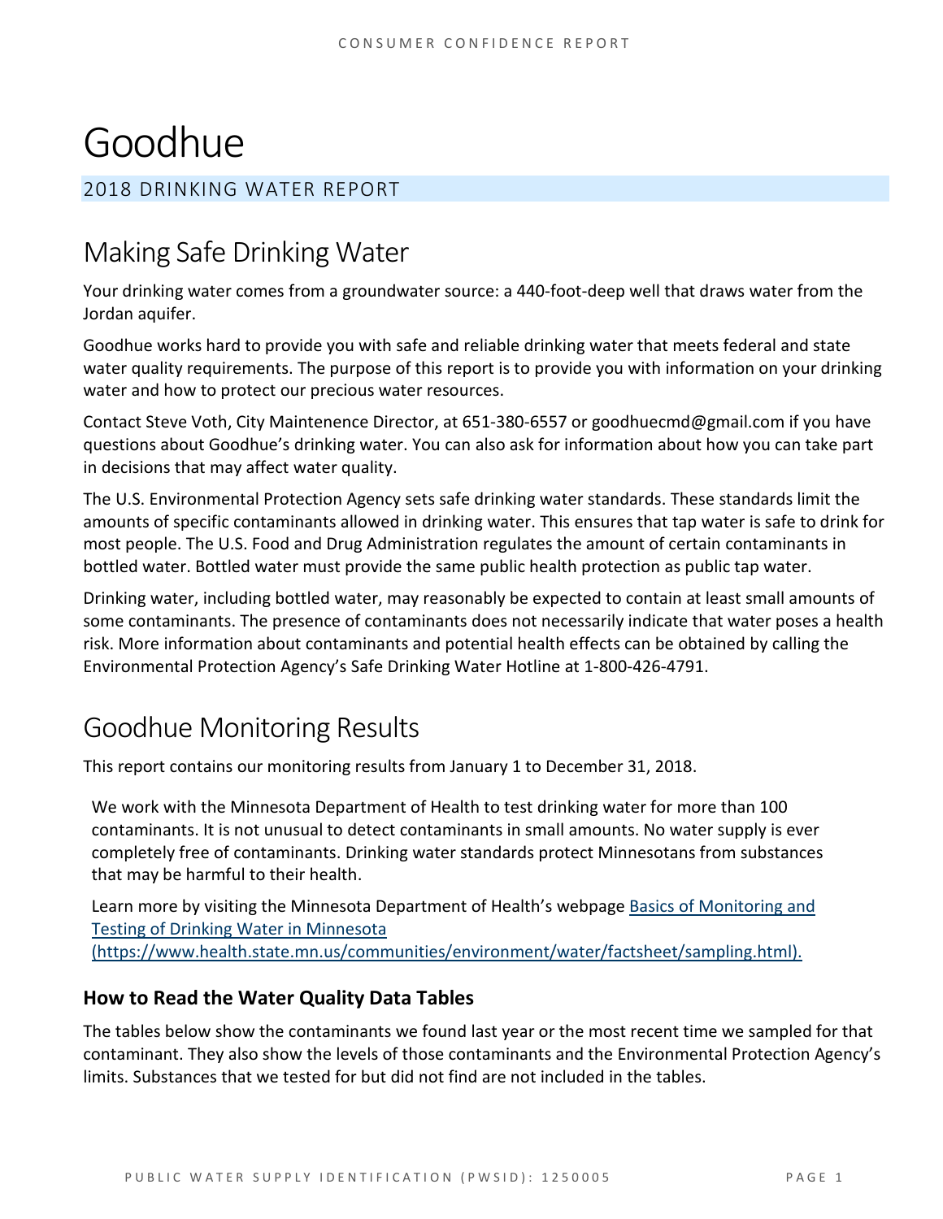# Goodhue

## 2018 DRINKING WATER REPORT

## Making Safe Drinking Water

Your drinking water comes from a groundwater source: a 440-foot-deep well that draws water from the Jordan aquifer.

Goodhue works hard to provide you with safe and reliable drinking water that meets federal and state water quality requirements. The purpose of this report is to provide you with information on your drinking water and how to protect our precious water resources.

Contact Steve Voth, City Maintenence Director, at 651-380-6557 or goodhuecmd@gmail.com if you have questions about Goodhue's drinking water. You can also ask for information about how you can take part in decisions that may affect water quality.

The U.S. Environmental Protection Agency sets safe drinking water standards. These standards limit the amounts of specific contaminants allowed in drinking water. This ensures that tap water is safe to drink for most people. The U.S. Food and Drug Administration regulates the amount of certain contaminants in bottled water. Bottled water must provide the same public health protection as public tap water.

Drinking water, including bottled water, may reasonably be expected to contain at least small amounts of some contaminants. The presence of contaminants does not necessarily indicate that water poses a health risk. More information about contaminants and potential health effects can be obtained by calling the Environmental Protection Agency's Safe Drinking Water Hotline at 1-800-426-4791.

## Goodhue Monitoring Results

This report contains our monitoring results from January 1 to December 31, 2018.

We work with the Minnesota Department of Health to test drinking water for more than 100 contaminants. It is not unusual to detect contaminants in small amounts. No water supply is ever completely free of contaminants. Drinking water standards protect Minnesotans from substances that may be harmful to their health.

Learn more by visiting the Minnesota Department of Health's webpage [Basics of Monitoring and Testing of Drinking Water in Minnesota (https://www.health.state.mn.us/communities/environment/water/factsheet/sampling.html).](https://www.health.state.mn.us/communities/environment/water/factsheet/sampling.html)

### How to Read the Water Quality Data Tables

The tables below show the contaminants we found last year or the most recent time we sampled for that contaminant. They also show the levels of those contaminants and the Environmental Protection Agency's limits. Substances that we tested for but did not find are not included in the tables.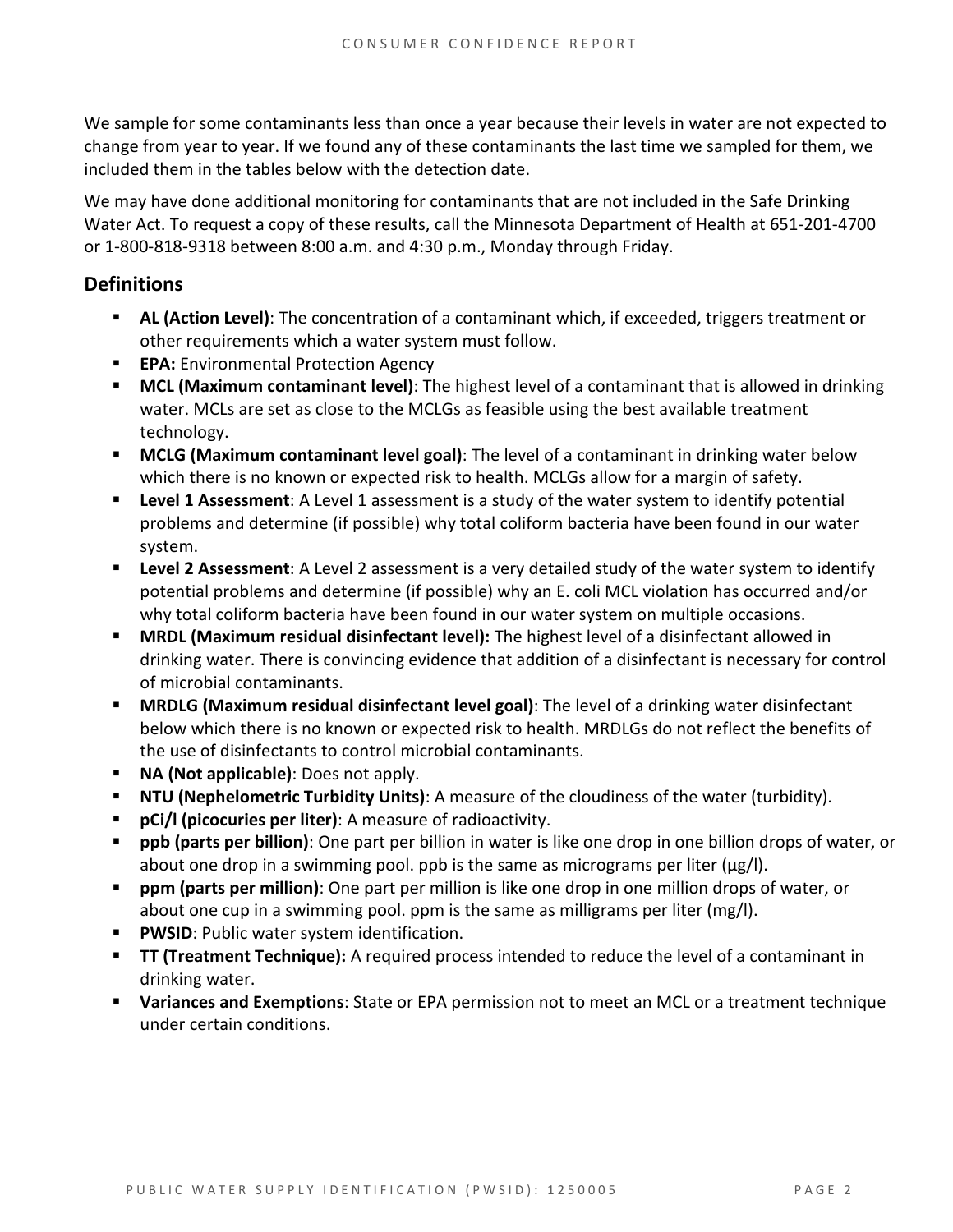We sample for some contaminants less than once a year because their levels in water are not expected to change from year to year. If we found any of these contaminants the last time we sampled for them, we included them in the tables below with the detection date.

We may have done additional monitoring for contaminants that are not included in the Safe Drinking Water Act. To request a copy of these results, call the Minnesota Department of Health at 651-201-4700 or 1-800-818-9318 between 8:00 a.m. and 4:30 p.m., Monday through Friday.

## Definitions

- **AL (Action Level)**: The concentration of a contaminant which, if exceeded, triggers treatment or other requirements which a water system must follow.
- **EPA:** Environmental Protection Agency
- **MCL (Maximum contaminant level)**: The highest level of a contaminant that is allowed in drinking water. MCLs are set as close to the MCLGs as feasible using the best available treatment technology.
- **MCLG (Maximum contaminant level goal)**: The level of a contaminant in drinking water below which there is no known or expected risk to health. MCLGs allow for a margin of safety.
- **Level 1 Assessment**: A Level 1 assessment is a study of the water system to identify potential problems and determine (if possible) why total coliform bacteria have been found in our water system.
- **Level 2 Assessment**: A Level 2 assessment is a very detailed study of the water system to identify potential problems and determine (if possible) why an E. coli MCL violation has occurred and/or why total coliform bacteria have been found in our water system on multiple occasions.
- **MRDL (Maximum residual disinfectant level):** The highest level of a disinfectant allowed in drinking water. There is convincing evidence that addition of a disinfectant is necessary for control of microbial contaminants.
- **MRDLG (Maximum residual disinfectant level goal)**: The level of a drinking water disinfectant below which there is no known or expected risk to health. MRDLGs do not reflect the benefits of the use of disinfectants to control microbial contaminants.
- **NA (Not applicable)**: Does not apply.
- **NTU (Nephelometric Turbidity Units)**: A measure of the cloudiness of the water (turbidity).
- **pCi/l (picocuries per liter)**: A measure of radioactivity.
- **ppb (parts per billion)**: One part per billion in water is like one drop in one billion drops of water, or about one drop in a swimming pool. ppb is the same as micrograms per liter (μg/l).
- **ppm (parts per million)**: One part per million is like one drop in one million drops of water, or about one cup in a swimming pool. ppm is the same as milligrams per liter (mg/l).
- **PWSID**: Public water system identification.
- **TT (Treatment Technique):** A required process intended to reduce the level of a contaminant in drinking water.
- **Variances and Exemptions**: State or EPA permission not to meet an MCL or a treatment technique under certain conditions.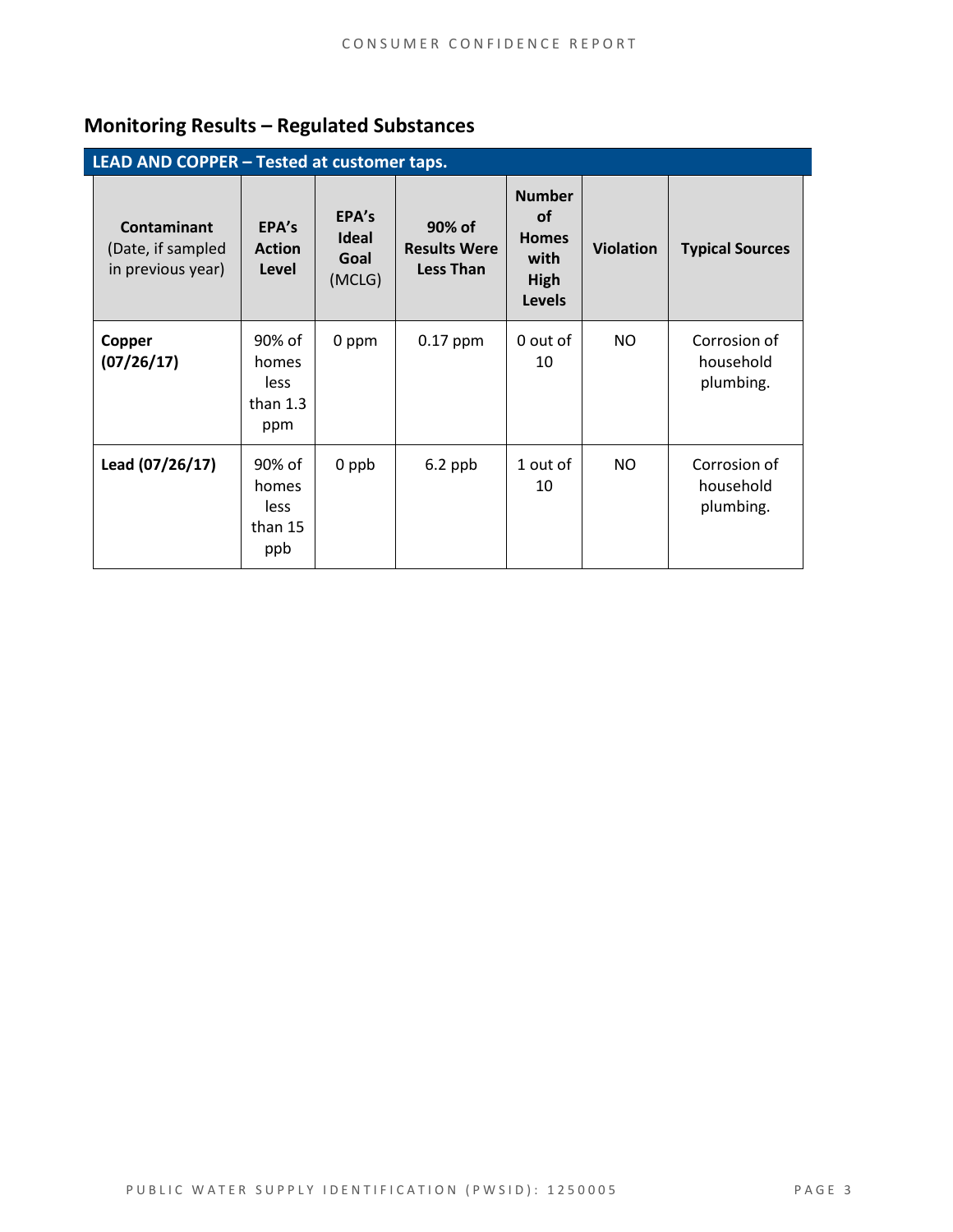## Monitoring Results – Regulated Substances

| LEAD AND COPPER – Tested at customer taps. | | | | | | |
|---|---|---|---|---|---|---|
| **Contaminant** (Date, if sampled in previous year) | **EPA's Action Level** | **EPA's Ideal Goal** (MCLG) | **90% of Results Were Less Than** | **Number of Homes with High Levels** | **Violation** | **Typical Sources** |
| **Copper (07/26/17)** | 90% of homes less than 1.3 ppm | 0 ppm | 0.17 ppm | 0 out of 10 | NO | Corrosion of household plumbing. |
| **Lead (07/26/17)** | 90% of homes less than 15 ppb | 0 ppb | 6.2 ppb | 1 out of 10 | NO | Corrosion of household plumbing. |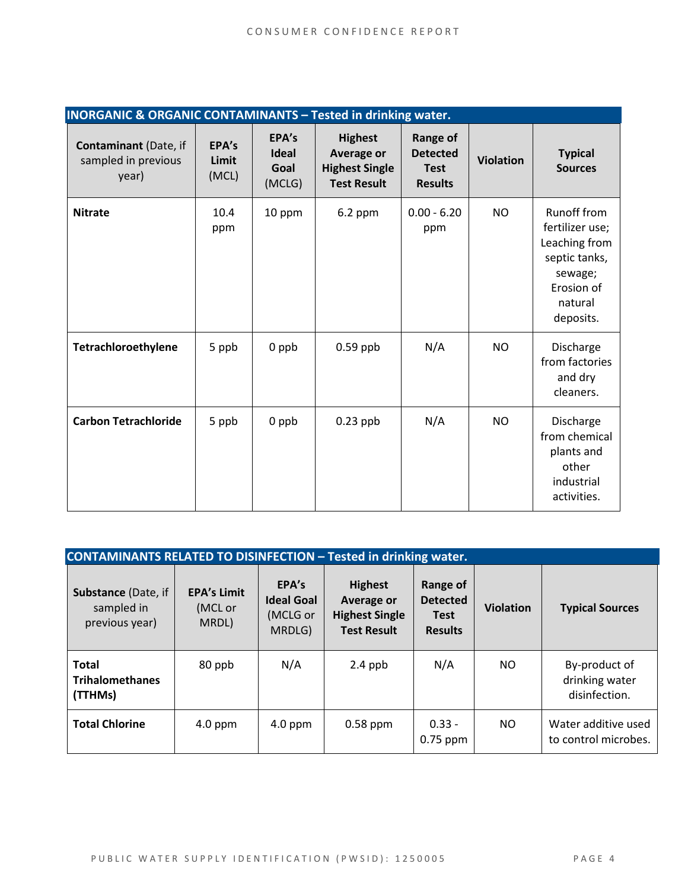| INORGANIC & ORGANIC CONTAMINANTS – Tested in drinking water. | | | | | | |
|---|---|---|---|---|---|---|
| **Contaminant** (Date, if sampled in previous year) | **EPA's Limit** (MCL) | **EPA's Ideal Goal** (MCLG) | **Highest Average or Highest Single Test Result** | **Range of Detected Test Results** | **Violation** | **Typical Sources** |
| **Nitrate** | 10.4 ppm | 10 ppm | 6.2 ppm | 0.00 - 6.20 ppm | NO | Runoff from fertilizer use; Leaching from septic tanks, sewage; Erosion of natural deposits. |
| **Tetrachloroethylene** | 5 ppb | 0 ppb | 0.59 ppb | N/A | NO | Discharge from factories and dry cleaners. |
| **Carbon Tetrachloride** | 5 ppb | 0 ppb | 0.23 ppb | N/A | NO | Discharge from chemical plants and other industrial activities. |

| CONTAMINANTS RELATED TO DISINFECTION – Tested in drinking water. | | | | | | |
|---|---|---|---|---|---|---|
| **Substance** (Date, if sampled in previous year) | **EPA's Limit** (MCL or MRDL) | **EPA's Ideal Goal** (MCLG or MRDLG) | **Highest Average or Highest Single Test Result** | **Range of Detected Test Results** | **Violation** | **Typical Sources** |
| **Total Trihalomethanes (TTHMs)** | 80 ppb | N/A | 2.4 ppb | N/A | NO | By-product of drinking water disinfection. |
| **Total Chlorine** | 4.0 ppm | 4.0 ppm | 0.58 ppm | 0.33 - 0.75 ppm | NO | Water additive used to control microbes. |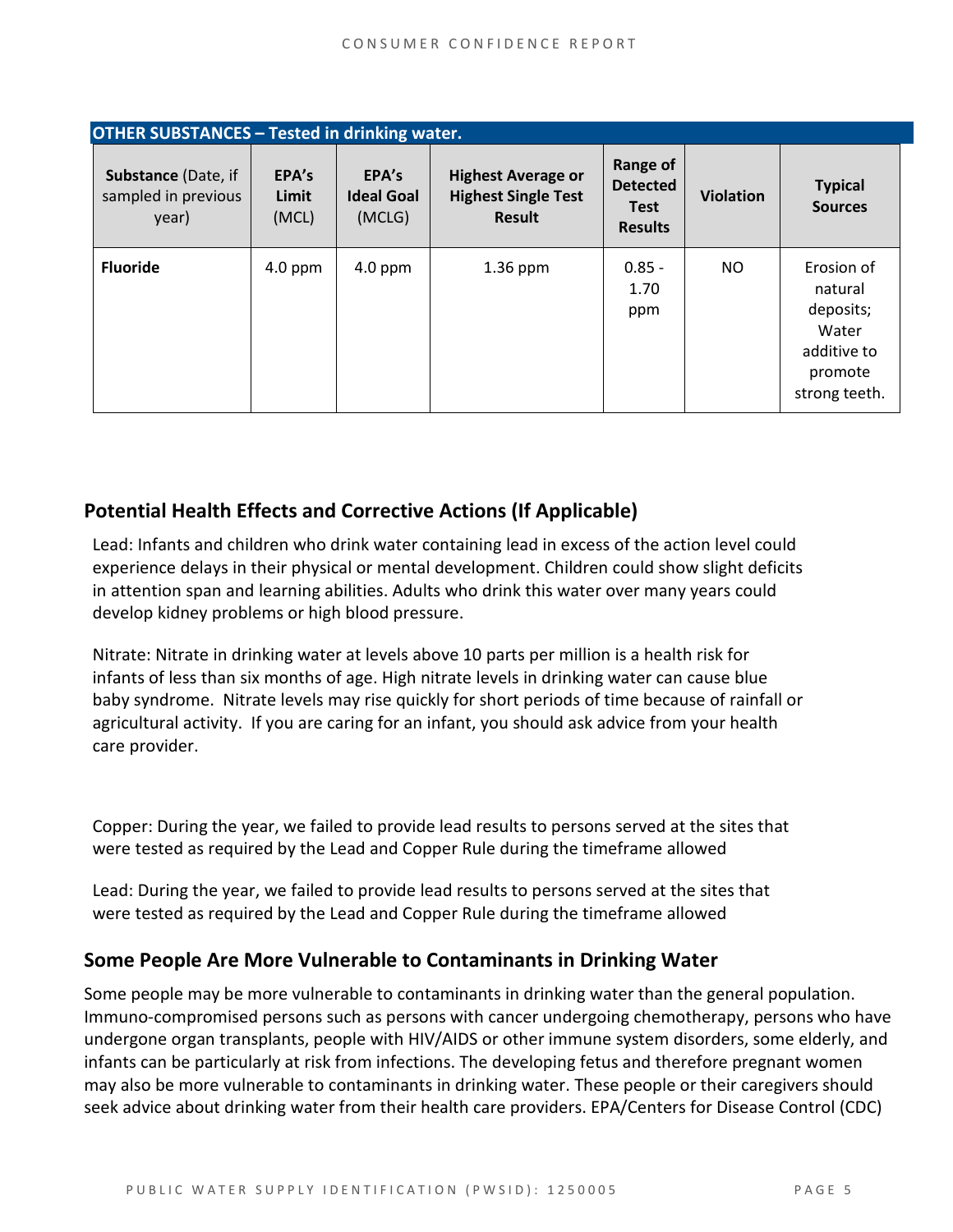| OTHER SUBSTANCES – Tested in drinking water. | | | | | | |
|---|---|---|---|---|---|---|
| **Substance** (Date, if sampled in previous year) | **EPA's Limit** (MCL) | **EPA's Ideal Goal** (MCLG) | **Highest Average or Highest Single Test Result** | **Range of Detected Test Results** | **Violation** | **Typical Sources** |
| **Fluoride** | 4.0 ppm | 4.0 ppm | 1.36 ppm | 0.85 - 1.70 ppm | NO | Erosion of natural deposits; Water additive to promote strong teeth. |

## Potential Health Effects and Corrective Actions (If Applicable)

Lead: Infants and children who drink water containing lead in excess of the action level could experience delays in their physical or mental development. Children could show slight deficits in attention span and learning abilities. Adults who drink this water over many years could develop kidney problems or high blood pressure.

Nitrate: Nitrate in drinking water at levels above 10 parts per million is a health risk for infants of less than six months of age. High nitrate levels in drinking water can cause blue baby syndrome. Nitrate levels may rise quickly for short periods of time because of rainfall or agricultural activity. If you are caring for an infant, you should ask advice from your health care provider.

Copper: During the year, we failed to provide lead results to persons served at the sites that were tested as required by the Lead and Copper Rule during the timeframe allowed

Lead: During the year, we failed to provide lead results to persons served at the sites that were tested as required by the Lead and Copper Rule during the timeframe allowed

## Some People Are More Vulnerable to Contaminants in Drinking Water

Some people may be more vulnerable to contaminants in drinking water than the general population. Immuno-compromised persons such as persons with cancer undergoing chemotherapy, persons who have undergone organ transplants, people with HIV/AIDS or other immune system disorders, some elderly, and infants can be particularly at risk from infections. The developing fetus and therefore pregnant women may also be more vulnerable to contaminants in drinking water. These people or their caregivers should seek advice about drinking water from their health care providers. EPA/Centers for Disease Control (CDC)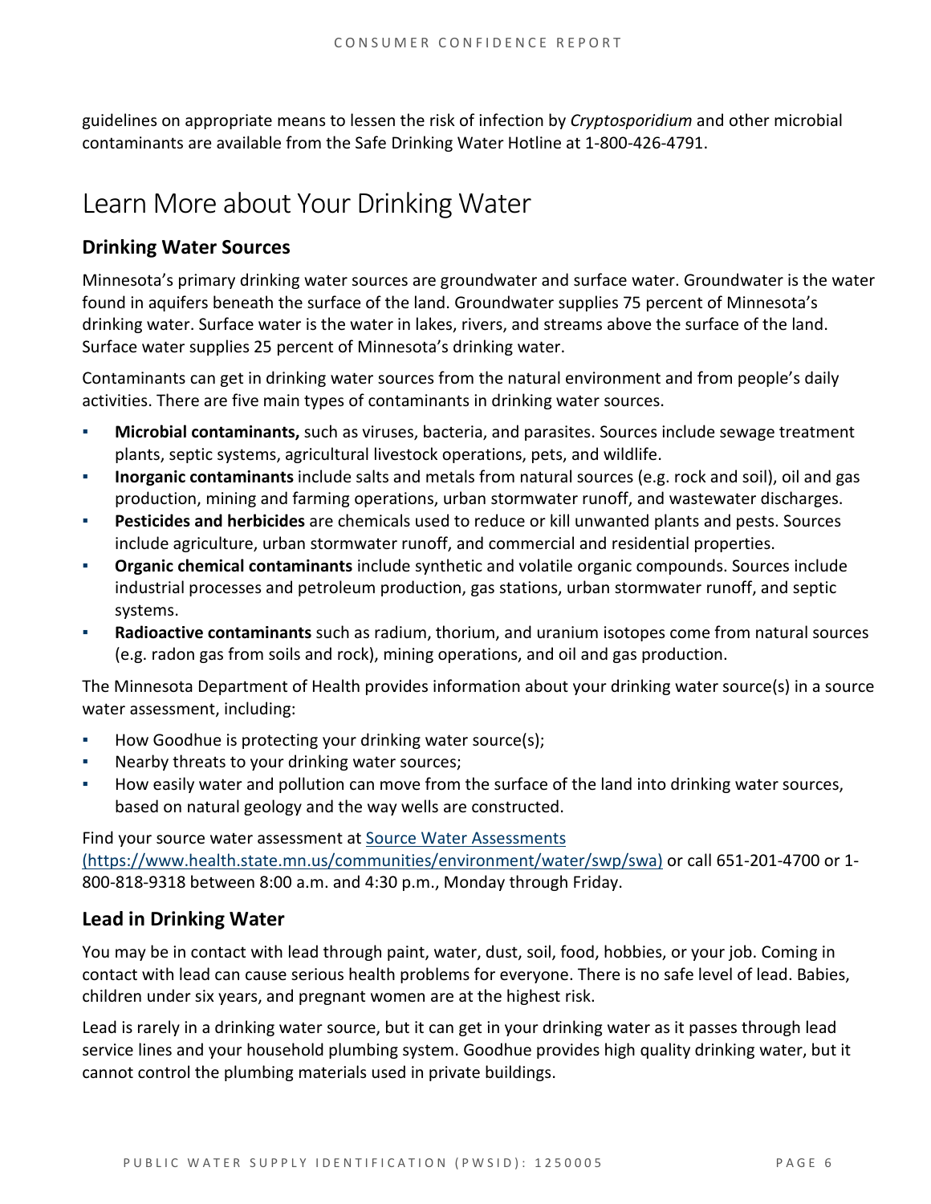guidelines on appropriate means to lessen the risk of infection by *Cryptosporidium* and other microbial contaminants are available from the Safe Drinking Water Hotline at 1-800-426-4791.

# Learn More about Your Drinking Water

## Drinking Water Sources

Minnesota's primary drinking water sources are groundwater and surface water. Groundwater is the water found in aquifers beneath the surface of the land. Groundwater supplies 75 percent of Minnesota's drinking water. Surface water is the water in lakes, rivers, and streams above the surface of the land. Surface water supplies 25 percent of Minnesota's drinking water.

Contaminants can get in drinking water sources from the natural environment and from people's daily activities. There are five main types of contaminants in drinking water sources.

- **Microbial contaminants,** such as viruses, bacteria, and parasites. Sources include sewage treatment plants, septic systems, agricultural livestock operations, pets, and wildlife.
- **Inorganic contaminants** include salts and metals from natural sources (e.g. rock and soil), oil and gas production, mining and farming operations, urban stormwater runoff, and wastewater discharges.
- **Pesticides and herbicides** are chemicals used to reduce or kill unwanted plants and pests. Sources include agriculture, urban stormwater runoff, and commercial and residential properties.
- **Organic chemical contaminants** include synthetic and volatile organic compounds. Sources include industrial processes and petroleum production, gas stations, urban stormwater runoff, and septic systems.
- **Radioactive contaminants** such as radium, thorium, and uranium isotopes come from natural sources (e.g. radon gas from soils and rock), mining operations, and oil and gas production.

The Minnesota Department of Health provides information about your drinking water source(s) in a source water assessment, including:

- How Goodhue is protecting your drinking water source(s);
- Nearby threats to your drinking water sources;
- How easily water and pollution can move from the surface of the land into drinking water sources, based on natural geology and the way wells are constructed.

Find your source water assessment at [Source Water Assessments (https://www.health.state.mn.us/communities/environment/water/swp/swa)](https://www.health.state.mn.us/communities/environment/water/swp/swa) or call 651-201-4700 or 1-800-818-9318 between 8:00 a.m. and 4:30 p.m., Monday through Friday.

## Lead in Drinking Water

You may be in contact with lead through paint, water, dust, soil, food, hobbies, or your job. Coming in contact with lead can cause serious health problems for everyone. There is no safe level of lead. Babies, children under six years, and pregnant women are at the highest risk.

Lead is rarely in a drinking water source, but it can get in your drinking water as it passes through lead service lines and your household plumbing system. Goodhue provides high quality drinking water, but it cannot control the plumbing materials used in private buildings.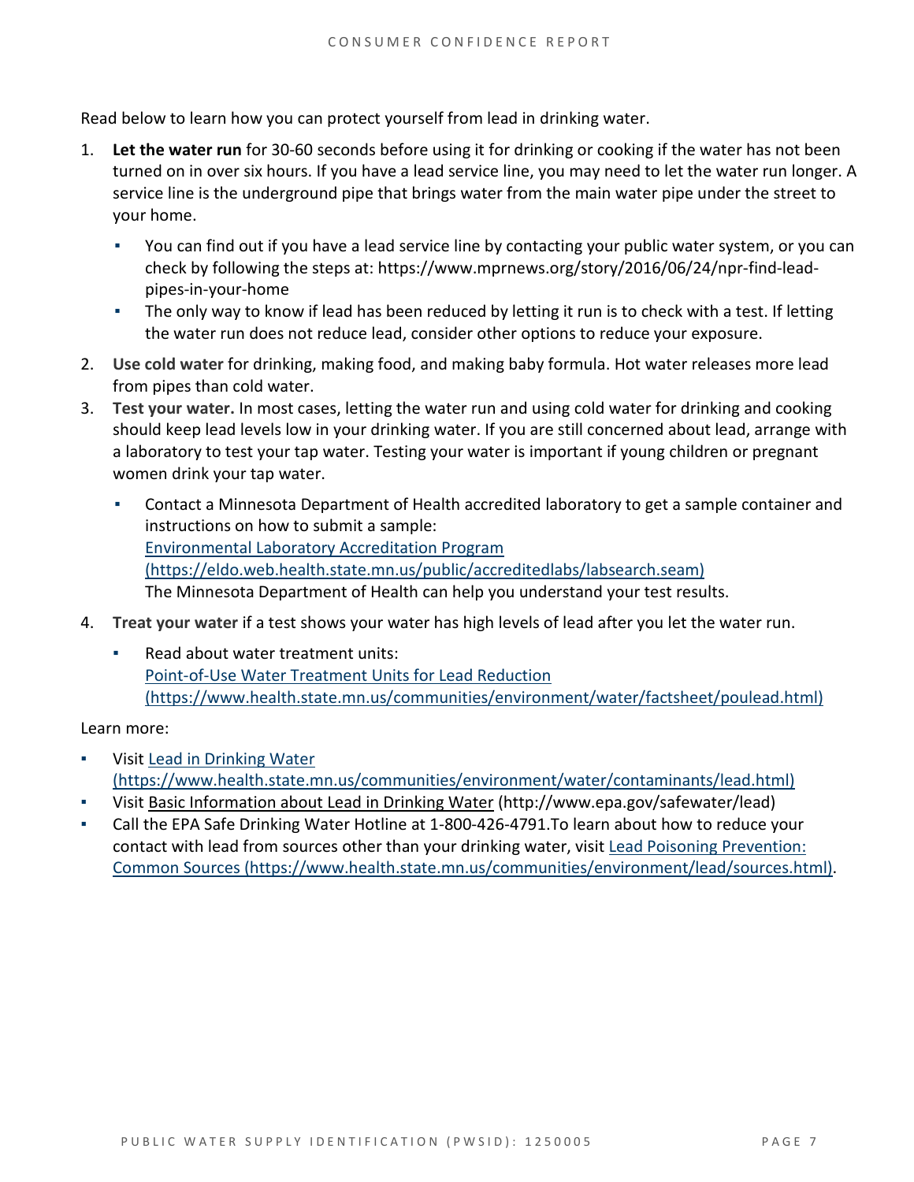Read below to learn how you can protect yourself from lead in drinking water.

1. **Let the water run** for 30-60 seconds before using it for drinking or cooking if the water has not been turned on in over six hours. If you have a lead service line, you may need to let the water run longer. A service line is the underground pipe that brings water from the main water pipe under the street to your home.
   - You can find out if you have a lead service line by contacting your public water system, or you can check by following the steps at: https://www.mprnews.org/story/2016/06/24/npr-find-lead-pipes-in-your-home
   - The only way to know if lead has been reduced by letting it run is to check with a test. If letting the water run does not reduce lead, consider other options to reduce your exposure.
2. **Use cold water** for drinking, making food, and making baby formula. Hot water releases more lead from pipes than cold water.
3. **Test your water.** In most cases, letting the water run and using cold water for drinking and cooking should keep lead levels low in your drinking water. If you are still concerned about lead, arrange with a laboratory to test your tap water. Testing your water is important if young children or pregnant women drink your tap water.
   - Contact a Minnesota Department of Health accredited laboratory to get a sample container and instructions on how to submit a sample:
     [Environmental Laboratory Accreditation Program (https://eldo.web.health.state.mn.us/public/accreditedlabs/labsearch.seam)](https://eldo.web.health.state.mn.us/public/accreditedlabs/labsearch.seam)
     The Minnesota Department of Health can help you understand your test results.
4. **Treat your water** if a test shows your water has high levels of lead after you let the water run.
   - Read about water treatment units:
     [Point-of-Use Water Treatment Units for Lead Reduction (https://www.health.state.mn.us/communities/environment/water/factsheet/poulead.html)](https://www.health.state.mn.us/communities/environment/water/factsheet/poulead.html)

Learn more:

- Visit [Lead in Drinking Water (https://www.health.state.mn.us/communities/environment/water/contaminants/lead.html)](https://www.health.state.mn.us/communities/environment/water/contaminants/lead.html)
- Visit Basic Information about Lead in Drinking Water (http://www.epa.gov/safewater/lead)
- Call the EPA Safe Drinking Water Hotline at 1-800-426-4791.To learn about how to reduce your contact with lead from sources other than your drinking water, visit [Lead Poisoning Prevention: Common Sources (https://www.health.state.mn.us/communities/environment/lead/sources.html)](https://www.health.state.mn.us/communities/environment/lead/sources.html).